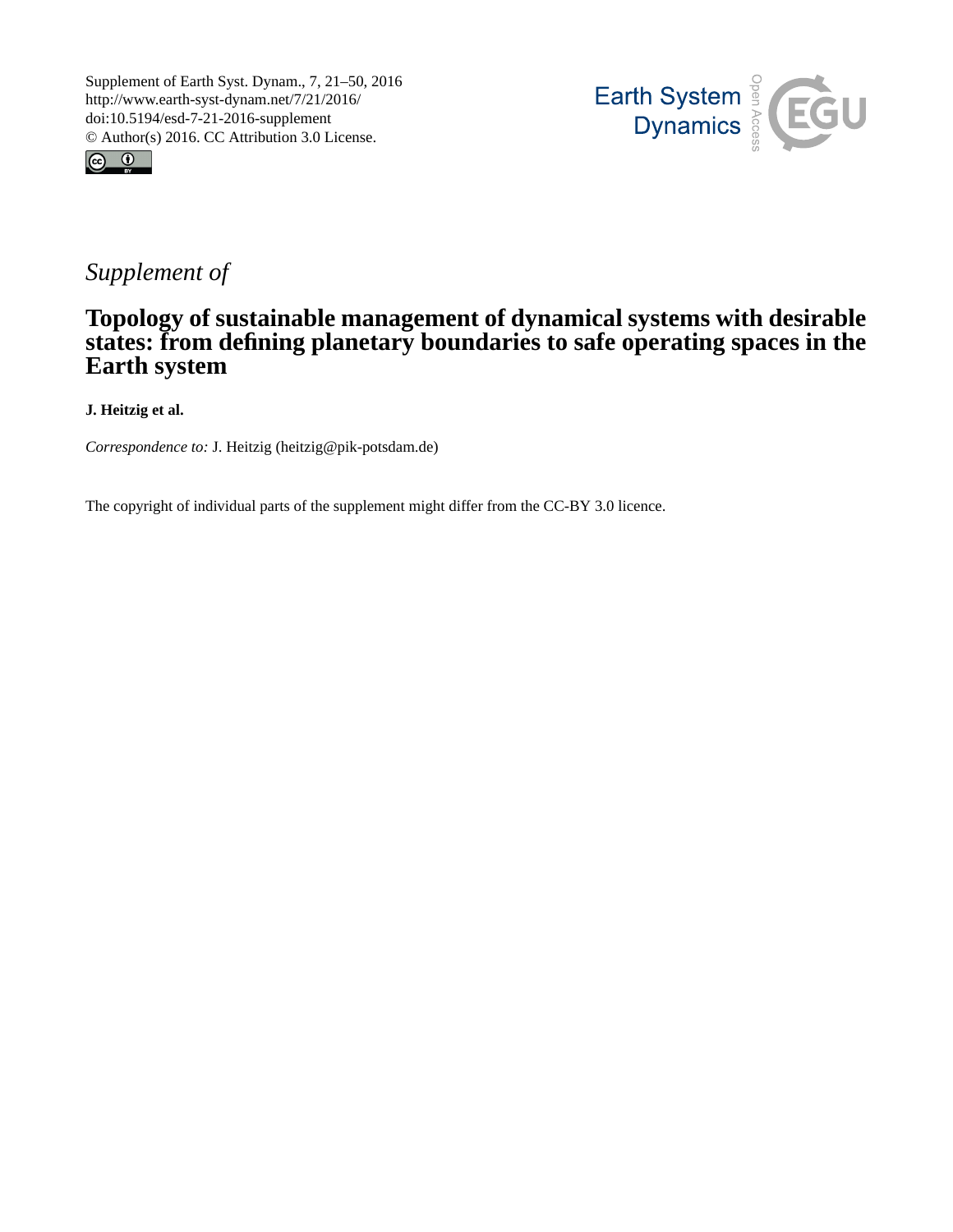Supplement of Earth Syst. Dynam., 7, 21–50, 2016
http://www.earth-syst-dynam.net/7/21/2016/
doi:10.5194/esd-7-21-2016-supplement
© Author(s) 2016. CC Attribution 3.0 License.

*Supplement of*

# Topology of sustainable management of dynamical systems with desirable states: from defining planetary boundaries to safe operating spaces in the Earth system

**J. Heitzig et al.**

*Correspondence to:* J. Heitzig (heitzig@pik-potsdam.de)

The copyright of individual parts of the supplement might differ from the CC-BY 3.0 licence.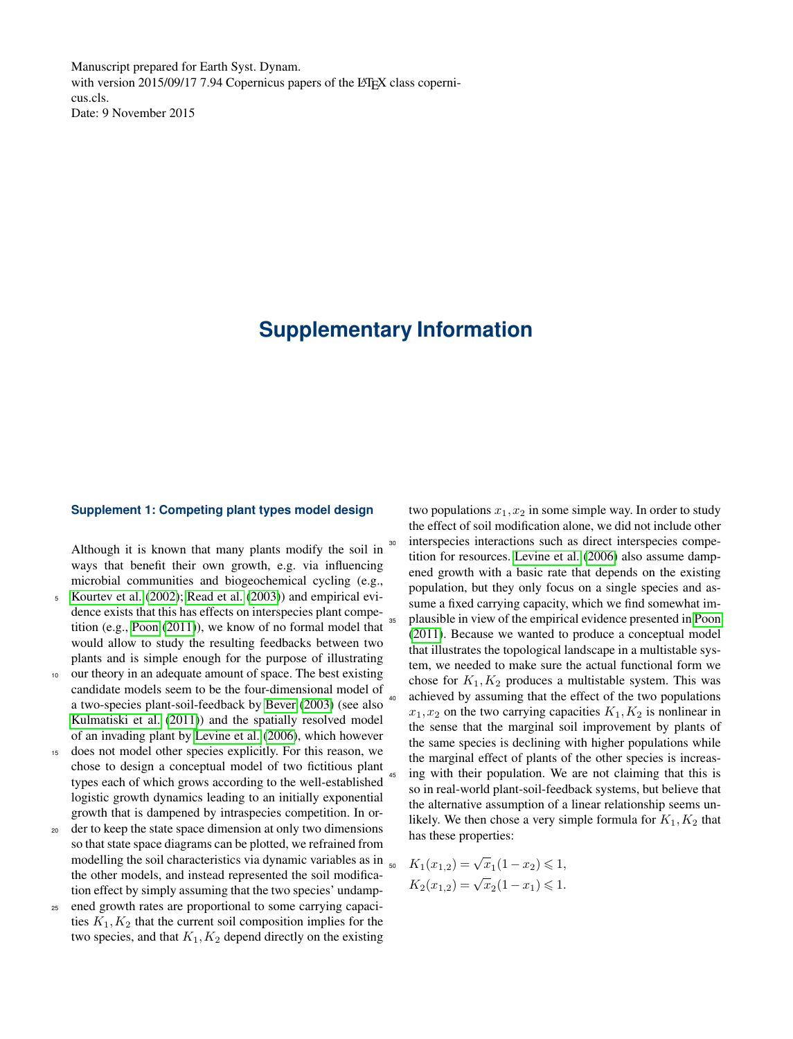Manuscript prepared for Earth Syst. Dynam.
with version 2015/09/17 7.94 Copernicus papers of the LaTeX class copernicus.cls.
Date: 9 November 2015

# Supplementary Information

### Supplement 1: Competing plant types model design

Although it is known that many plants modify the soil in ways that benefit their own growth, e.g. via influencing microbial communities and biogeochemical cycling (e.g., Kourtev et al. (2002); Read et al. (2003)) and empirical evidence exists that this has effects on interspecies plant competition (e.g., Poon (2011)), we know of no formal model that would allow to study the resulting feedbacks between two plants and is simple enough for the purpose of illustrating our theory in an adequate amount of space. The best existing candidate models seem to be the four-dimensional model of a two-species plant-soil-feedback by Bever (2003) (see also Kulmatiski et al. (2011)) and the spatially resolved model of an invading plant by Levine et al. (2006), which however does not model other species explicitly. For this reason, we chose to design a conceptual model of two fictitious plant types each of which grows according to the well-established logistic growth dynamics leading to an initially exponential growth that is dampened by intraspecies competition. In order to keep the state space dimension at only two dimensions so that state space diagrams can be plotted, we refrained from modelling the soil characteristics via dynamic variables as in the other models, and instead represented the soil modification effect by simply assuming that the two species' undampened growth rates are proportional to some carrying capacities $K_1, K_2$ that the current soil composition implies for the two species, and that $K_1, K_2$ depend directly on the existing two populations $x_1, x_2$ in some simple way. In order to study the effect of soil modification alone, we did not include other interspecies interactions such as direct interspecies competition for resources. Levine et al. (2006) also assume dampened growth with a basic rate that depends on the existing population, but they only focus on a single species and assume a fixed carrying capacity, which we find somewhat implausible in view of the empirical evidence presented in Poon (2011). Because we wanted to produce a conceptual model that illustrates the topological landscape in a multistable system, we needed to make sure the actual functional form we chose for $K_1, K_2$ produces a multistable system. This was achieved by assuming that the effect of the two populations $x_1, x_2$ on the two carrying capacities $K_1, K_2$ is nonlinear in the sense that the marginal soil improvement by plants of the same species is declining with higher populations while the marginal effect of plants of the other species is increasing with their population. We are not claiming that this is so in real-world plant-soil-feedback systems, but believe that the alternative assumption of a linear relationship seems unlikely. We then chose a very simple formula for $K_1, K_2$ that has these properties:

$$K_1(x_{1,2}) = \sqrt{x}_1(1 - x_2) \leqslant 1,$$
$$K_2(x_{1,2}) = \sqrt{x}_2(1 - x_1) \leqslant 1.$$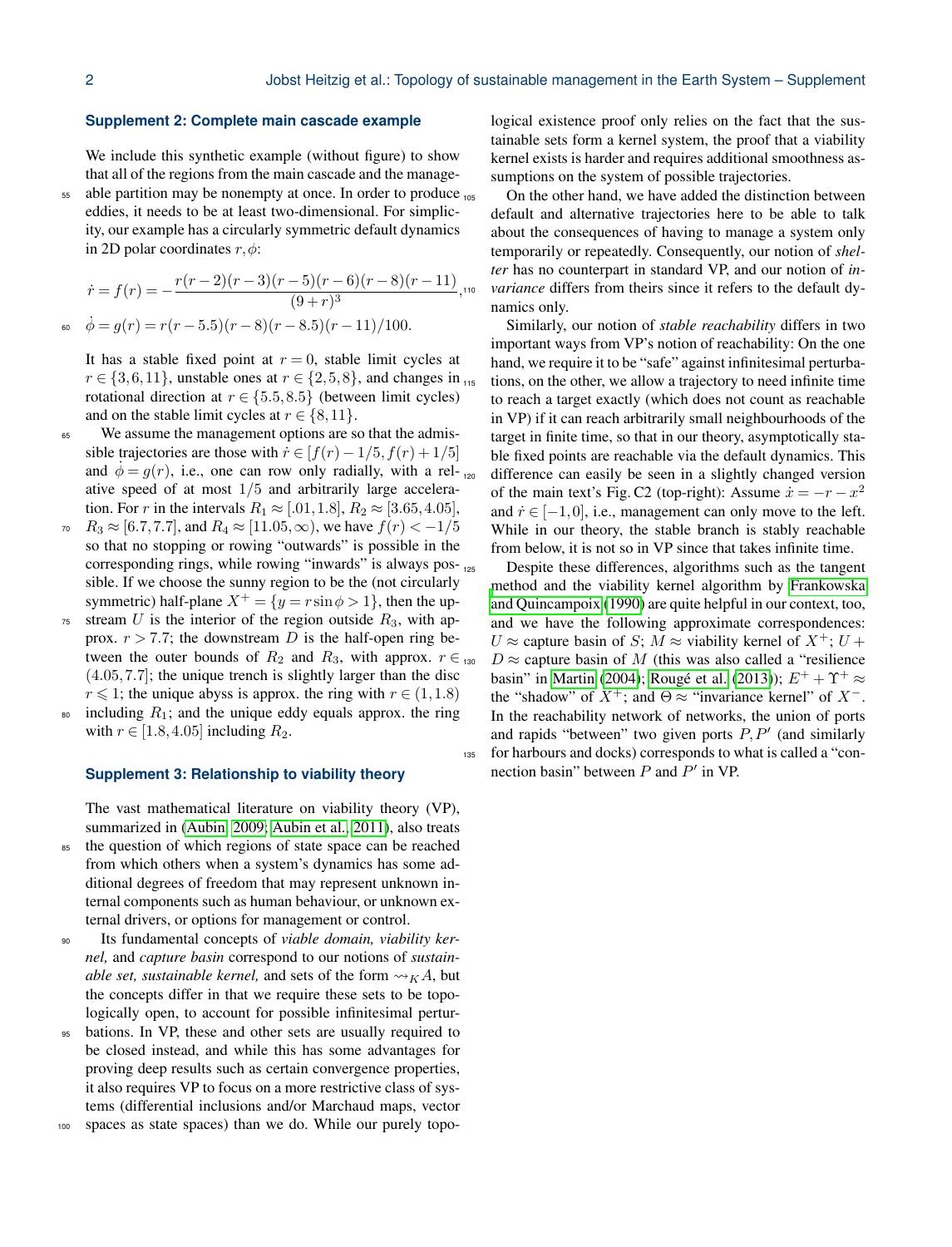## Supplement 2: Complete main cascade example

We include this synthetic example (without figure) to show that all of the regions from the main cascade and the manageable partition may be nonempty at once. In order to produce eddies, it needs to be at least two-dimensional. For simplicity, our example has a circularly symmetric default dynamics in 2D polar coordinates $r, \phi$:

$$\dot{r} = f(r) = -\frac{r(r-2)(r-3)(r-5)(r-6)(r-8)(r-11)}{(9+r)^3},$$

$$\dot{\phi} = g(r) = r(r-5.5)(r-8)(r-8.5)(r-11)/100.$$

It has a stable fixed point at $r = 0$, stable limit cycles at $r \in \{3, 6, 11\}$, unstable ones at $r \in \{2, 5, 8\}$, and changes in rotational direction at $r \in \{5.5, 8.5\}$ (between limit cycles) and on the stable limit cycles at $r \in \{8, 11\}$.

We assume the management options are so that the admissible trajectories are those with $\dot{r} \in [f(r) - 1/5, f(r) + 1/5]$ and $\dot{\phi} = g(r)$, i.e., one can row only radially, with a relative speed of at most $1/5$ and arbitrarily large acceleration. For $r$ in the intervals $R_1 \approx [.01, 1.8]$, $R_2 \approx [3.65, 4.05]$, $R_3 \approx [6.7, 7.7]$, and $R_4 \approx [11.05, \infty)$, we have $f(r) < -1/5$ so that no stopping or rowing "outwards" is possible in the corresponding rings, while rowing "inwards" is always possible. If we choose the sunny region to be the (not circularly symmetric) half-plane $X^+ = \{y = r \sin\phi > 1\}$, then the upstream $U$ is the interior of the region outside $R_3$, with approx. $r > 7.7$; the downstream $D$ is the half-open ring between the outer bounds of $R_2$ and $R_3$, with approx. $r \in (4.05, 7.7]$; the unique trench is slightly larger than the disc $r \leqslant 1$; the unique abyss is approx. the ring with $r \in (1, 1.8)$ including $R_1$; and the unique eddy equals approx. the ring with $r \in [1.8, 4.05]$ including $R_2$.

## Supplement 3: Relationship to viability theory

The vast mathematical literature on viability theory (VP), summarized in (Aubin, 2009; Aubin et al., 2011), also treats the question of which regions of state space can be reached from which others when a system's dynamics has some additional degrees of freedom that may represent unknown internal components such as human behaviour, or unknown external drivers, or options for management or control.

Its fundamental concepts of *viable domain, viability kernel,* and *capture basin* correspond to our notions of *sustainable set, sustainable kernel,* and sets of the form $\rightsquigarrow_K A$, but the concepts differ in that we require these sets to be topologically open, to account for possible infinitesimal perturbations. In VP, these and other sets are usually required to be closed instead, and while this has some advantages for proving deep results such as certain convergence properties, it also requires VP to focus on a more restrictive class of systems (differential inclusions and/or Marchaud maps, vector spaces as state spaces) than we do. While our purely topological existence proof only relies on the fact that the sustainable sets form a kernel system, the proof that a viability kernel exists is harder and requires additional smoothness assumptions on the system of possible trajectories.

On the other hand, we have added the distinction between default and alternative trajectories here to be able to talk about the consequences of having to manage a system only temporarily or repeatedly. Consequently, our notion of *shelter* has no counterpart in standard VP, and our notion of *invariance* differs from theirs since it refers to the default dynamics only.

Similarly, our notion of *stable reachability* differs in two important ways from VP's notion of reachability: On the one hand, we require it to be "safe" against infinitesimal perturbations, on the other, we allow a trajectory to need infinite time to reach a target exactly (which does not count as reachable in VP) if it can reach arbitrarily small neighbourhoods of the target in finite time, so that in our theory, asymptotically stable fixed points are reachable via the default dynamics. This difference can easily be seen in a slightly changed version of the main text's Fig. C2 (top-right): Assume $\dot{x} = -r - x^2$ and $\dot{r} \in [-1, 0]$, i.e., management can only move to the left. While in our theory, the stable branch is stably reachable from below, it is not so in VP since that takes infinite time.

Despite these differences, algorithms such as the tangent method and the viability kernel algorithm by Frankowska and Quincampoix (1990) are quite helpful in our context, too, and we have the following approximate correspondences: $U \approx$ capture basin of $S$; $M \approx$ viability kernel of $X^+$; $U + D \approx$ capture basin of $M$ (this was also called a "resilience basin" in Martin (2004); Rougé et al. (2013)); $E^+ + \Upsilon^+ \approx$ the "shadow" of $X^+$; and $\Theta \approx$ "invariance kernel" of $X^-$. In the reachability network of networks, the union of ports and rapids "between" two given ports $P, P'$ (and similarly for harbours and docks) corresponds to what is called a "connection basin" between $P$ and $P'$ in VP.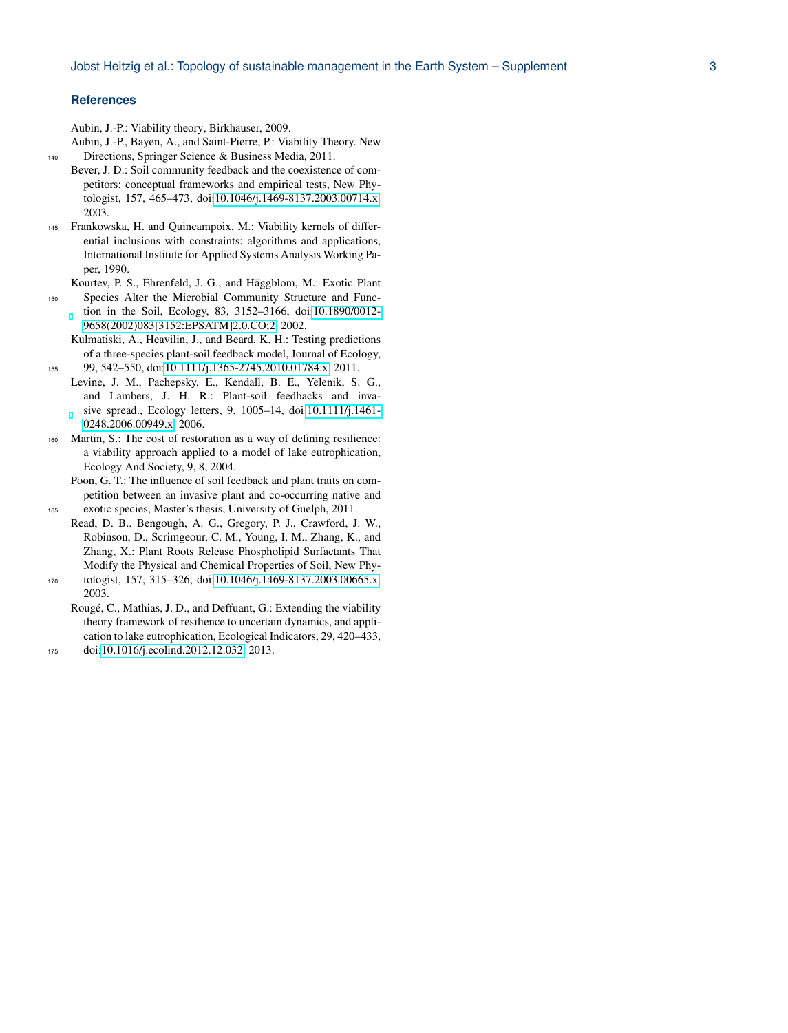## References

Aubin, J.-P.: Viability theory, Birkhäuser, 2009.

Aubin, J.-P., Bayen, A., and Saint-Pierre, P.: Viability Theory. New Directions, Springer Science & Business Media, 2011.

Bever, J. D.: Soil community feedback and the coexistence of competitors: conceptual frameworks and empirical tests, New Phytologist, 157, 465–473, doi:10.1046/j.1469-8137.2003.00714.x, 2003.

Frankowska, H. and Quincampoix, M.: Viability kernels of differential inclusions with constraints: algorithms and applications, International Institute for Applied Systems Analysis Working Paper, 1990.

Kourtev, P. S., Ehrenfeld, J. G., and Häggblom, M.: Exotic Plant Species Alter the Microbial Community Structure and Function in the Soil, Ecology, 83, 3152–3166, doi:10.1890/0012-9658(2002)083[3152:EPSATM]2.0.CO;2, 2002.

Kulmatiski, A., Heavilin, J., and Beard, K. H.: Testing predictions of a three-species plant-soil feedback model, Journal of Ecology, 99, 542–550, doi:10.1111/j.1365-2745.2010.01784.x, 2011.

Levine, J. M., Pachepsky, E., Kendall, B. E., Yelenik, S. G., and Lambers, J. H. R.: Plant-soil feedbacks and invasive spread., Ecology letters, 9, 1005–14, doi:10.1111/j.1461-0248.2006.00949.x, 2006.

Martin, S.: The cost of restoration as a way of defining resilience: a viability approach applied to a model of lake eutrophication, Ecology And Society, 9, 8, 2004.

Poon, G. T.: The influence of soil feedback and plant traits on competition between an invasive plant and co-occurring native and exotic species, Master's thesis, University of Guelph, 2011.

Read, D. B., Bengough, A. G., Gregory, P. J., Crawford, J. W., Robinson, D., Scrimgeour, C. M., Young, I. M., Zhang, K., and Zhang, X.: Plant Roots Release Phospholipid Surfactants That Modify the Physical and Chemical Properties of Soil, New Phytologist, 157, 315–326, doi:10.1046/j.1469-8137.2003.00665.x, 2003.

Rougé, C., Mathias, J. D., and Deffuant, G.: Extending the viability theory framework of resilience to uncertain dynamics, and application to lake eutrophication, Ecological Indicators, 29, 420–433, doi:10.1016/j.ecolind.2012.12.032, 2013.